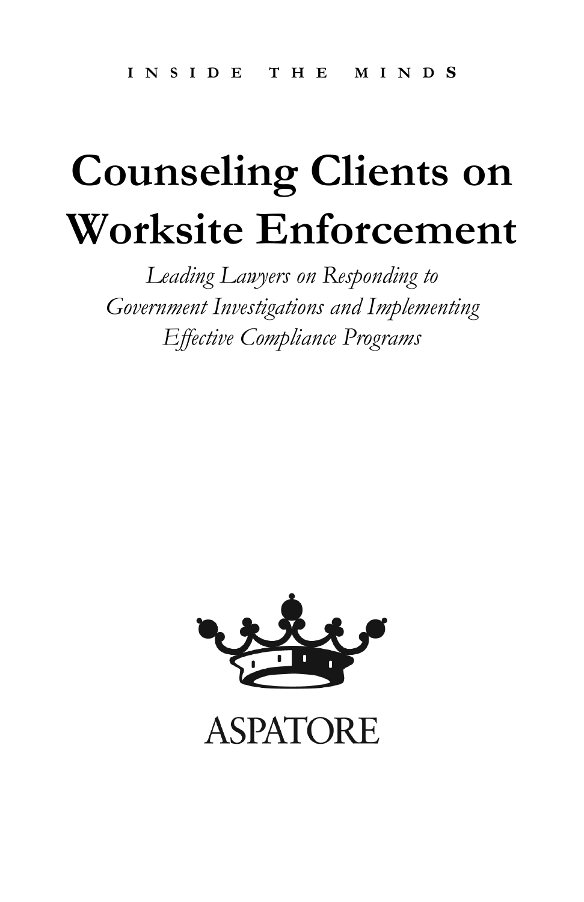INSIDE THE MINDS

# Counseling Clients on Worksite Enforcement

*Leading Lawyers on Responding to Government Investigations and Implementing Effective Compliance Programs*

ASPATORE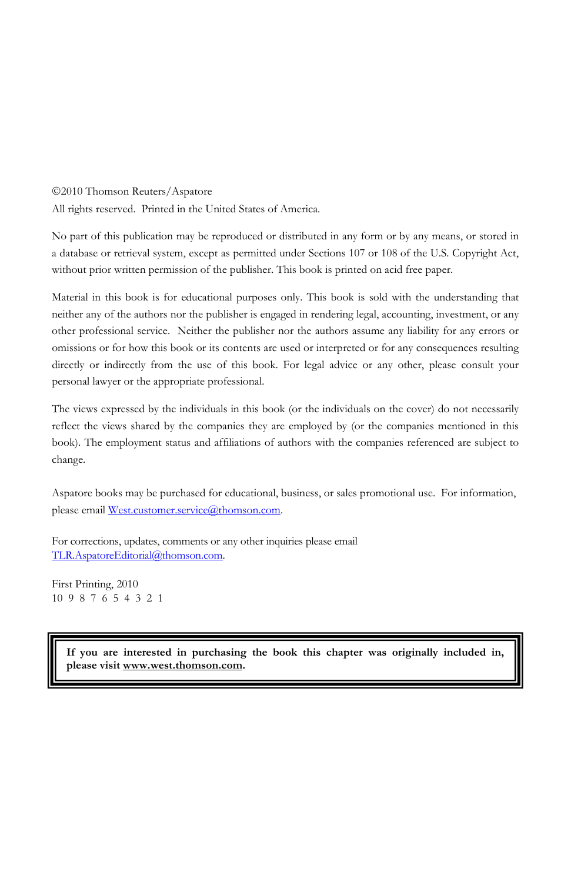©2010 Thomson Reuters/Aspatore

All rights reserved. Printed in the United States of America.

No part of this publication may be reproduced or distributed in any form or by any means, or stored in a database or retrieval system, except as permitted under Sections 107 or 108 of the U.S. Copyright Act, without prior written permission of the publisher. This book is printed on acid free paper.

Material in this book is for educational purposes only. This book is sold with the understanding that neither any of the authors nor the publisher is engaged in rendering legal, accounting, investment, or any other professional service. Neither the publisher nor the authors assume any liability for any errors or omissions or for how this book or its contents are used or interpreted or for any consequences resulting directly or indirectly from the use of this book. For legal advice or any other, please consult your personal lawyer or the appropriate professional.

The views expressed by the individuals in this book (or the individuals on the cover) do not necessarily reflect the views shared by the companies they are employed by (or the companies mentioned in this book). The employment status and affiliations of authors with the companies referenced are subject to change.

Aspatore books may be purchased for educational, business, or sales promotional use. For information, please email West.customer.service@thomson.com.

For corrections, updates, comments or any other inquiries please email TLR.AspatoreEditorial@thomson.com.

First Printing, 2010
10 9 8 7 6 5 4 3 2 1

**If you are interested in purchasing the book this chapter was originally included in, please visit www.west.thomson.com.**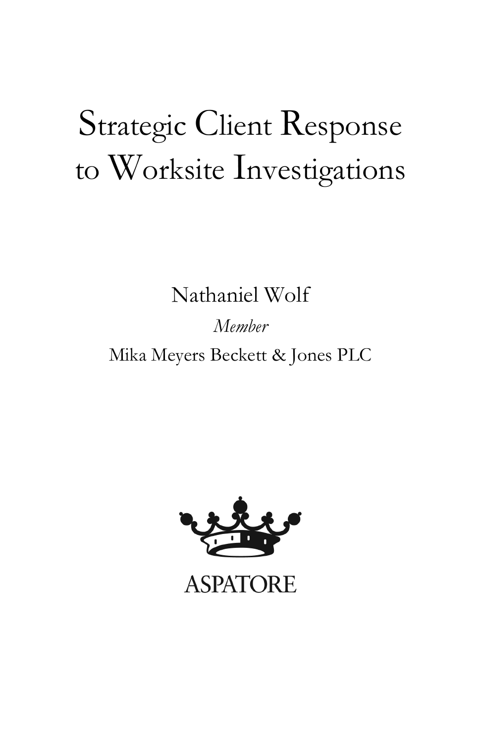# Strategic Client Response to Worksite Investigations

Nathaniel Wolf

*Member*

Mika Meyers Beckett & Jones PLC

ASPATORE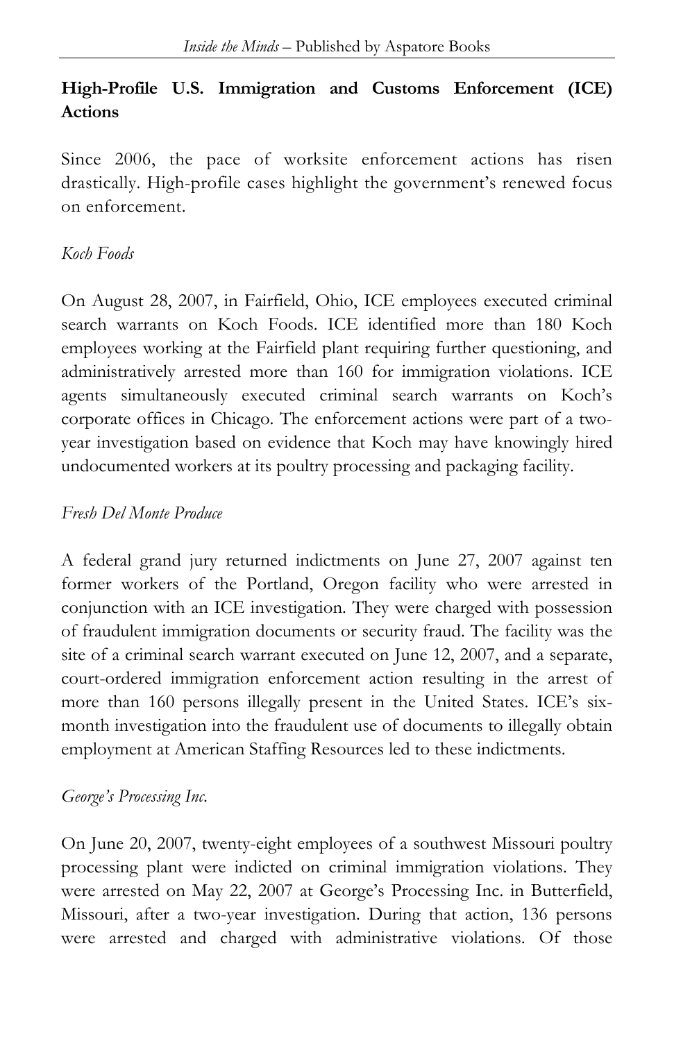## High-Profile U.S. Immigration and Customs Enforcement (ICE) Actions

Since 2006, the pace of worksite enforcement actions has risen drastically. High-profile cases highlight the government's renewed focus on enforcement.

### *Koch Foods*

On August 28, 2007, in Fairfield, Ohio, ICE employees executed criminal search warrants on Koch Foods. ICE identified more than 180 Koch employees working at the Fairfield plant requiring further questioning, and administratively arrested more than 160 for immigration violations. ICE agents simultaneously executed criminal search warrants on Koch's corporate offices in Chicago. The enforcement actions were part of a two-year investigation based on evidence that Koch may have knowingly hired undocumented workers at its poultry processing and packaging facility.

### *Fresh Del Monte Produce*

A federal grand jury returned indictments on June 27, 2007 against ten former workers of the Portland, Oregon facility who were arrested in conjunction with an ICE investigation. They were charged with possession of fraudulent immigration documents or security fraud. The facility was the site of a criminal search warrant executed on June 12, 2007, and a separate, court-ordered immigration enforcement action resulting in the arrest of more than 160 persons illegally present in the United States. ICE's six-month investigation into the fraudulent use of documents to illegally obtain employment at American Staffing Resources led to these indictments.

### *George's Processing Inc.*

On June 20, 2007, twenty-eight employees of a southwest Missouri poultry processing plant were indicted on criminal immigration violations. They were arrested on May 22, 2007 at George's Processing Inc. in Butterfield, Missouri, after a two-year investigation. During that action, 136 persons were arrested and charged with administrative violations. Of those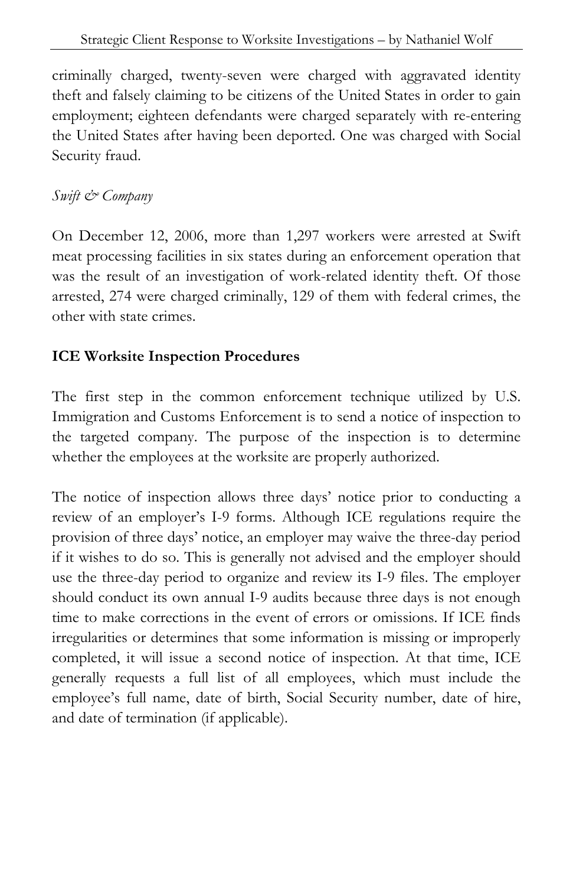criminally charged, twenty-seven were charged with aggravated identity theft and falsely claiming to be citizens of the United States in order to gain employment; eighteen defendants were charged separately with re-entering the United States after having been deported. One was charged with Social Security fraud.

*Swift & Company*

On December 12, 2006, more than 1,297 workers were arrested at Swift meat processing facilities in six states during an enforcement operation that was the result of an investigation of work-related identity theft. Of those arrested, 274 were charged criminally, 129 of them with federal crimes, the other with state crimes.

**ICE Worksite Inspection Procedures**

The first step in the common enforcement technique utilized by U.S. Immigration and Customs Enforcement is to send a notice of inspection to the targeted company. The purpose of the inspection is to determine whether the employees at the worksite are properly authorized.

The notice of inspection allows three days' notice prior to conducting a review of an employer's I-9 forms. Although ICE regulations require the provision of three days' notice, an employer may waive the three-day period if it wishes to do so. This is generally not advised and the employer should use the three-day period to organize and review its I-9 files. The employer should conduct its own annual I-9 audits because three days is not enough time to make corrections in the event of errors or omissions. If ICE finds irregularities or determines that some information is missing or improperly completed, it will issue a second notice of inspection. At that time, ICE generally requests a full list of all employees, which must include the employee's full name, date of birth, Social Security number, date of hire, and date of termination (if applicable).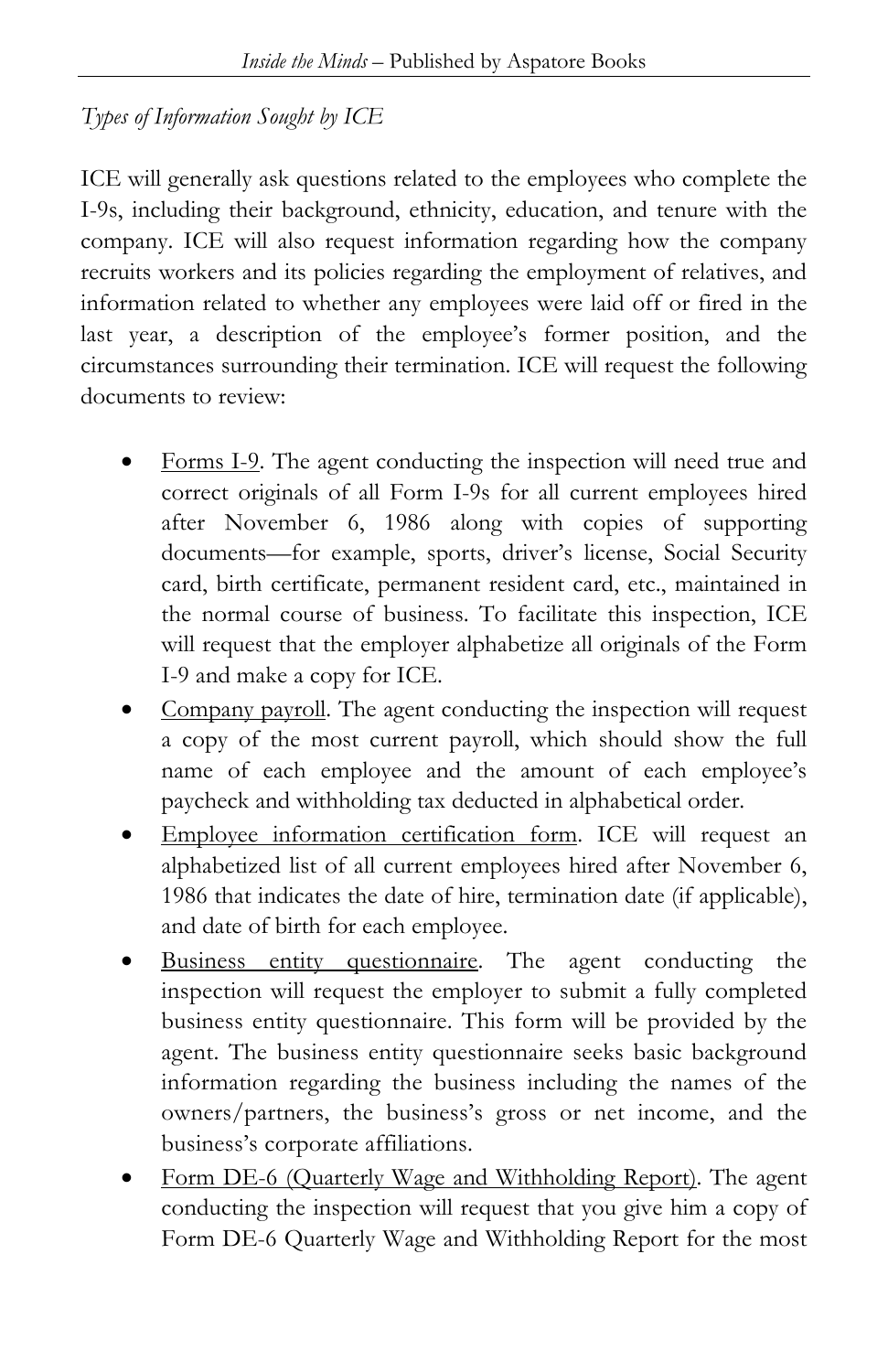*Types of Information Sought by ICE*

ICE will generally ask questions related to the employees who complete the I-9s, including their background, ethnicity, education, and tenure with the company. ICE will also request information regarding how the company recruits workers and its policies regarding the employment of relatives, and information related to whether any employees were laid off or fired in the last year, a description of the employee's former position, and the circumstances surrounding their termination. ICE will request the following documents to review:

- Forms I-9. The agent conducting the inspection will need true and correct originals of all Form I-9s for all current employees hired after November 6, 1986 along with copies of supporting documents—for example, sports, driver's license, Social Security card, birth certificate, permanent resident card, etc., maintained in the normal course of business. To facilitate this inspection, ICE will request that the employer alphabetize all originals of the Form I-9 and make a copy for ICE.
- Company payroll. The agent conducting the inspection will request a copy of the most current payroll, which should show the full name of each employee and the amount of each employee's paycheck and withholding tax deducted in alphabetical order.
- Employee information certification form. ICE will request an alphabetized list of all current employees hired after November 6, 1986 that indicates the date of hire, termination date (if applicable), and date of birth for each employee.
- Business entity questionnaire. The agent conducting the inspection will request the employer to submit a fully completed business entity questionnaire. This form will be provided by the agent. The business entity questionnaire seeks basic background information regarding the business including the names of the owners/partners, the business's gross or net income, and the business's corporate affiliations.
- Form DE-6 (Quarterly Wage and Withholding Report). The agent conducting the inspection will request that you give him a copy of Form DE-6 Quarterly Wage and Withholding Report for the most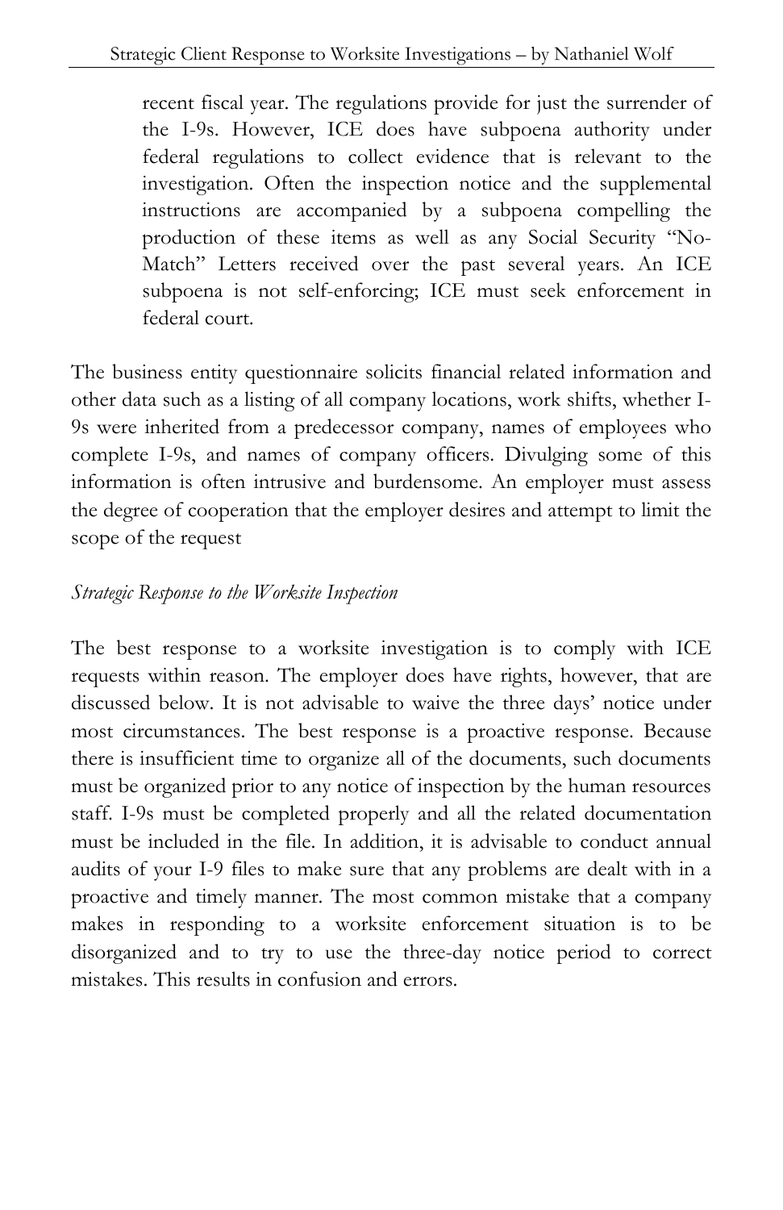> recent fiscal year. The regulations provide for just the surrender of the I-9s. However, ICE does have subpoena authority under federal regulations to collect evidence that is relevant to the investigation. Often the inspection notice and the supplemental instructions are accompanied by a subpoena compelling the production of these items as well as any Social Security "No-Match" Letters received over the past several years. An ICE subpoena is not self-enforcing; ICE must seek enforcement in federal court.

The business entity questionnaire solicits financial related information and other data such as a listing of all company locations, work shifts, whether I-9s were inherited from a predecessor company, names of employees who complete I-9s, and names of company officers. Divulging some of this information is often intrusive and burdensome. An employer must assess the degree of cooperation that the employer desires and attempt to limit the scope of the request

*Strategic Response to the Worksite Inspection*

The best response to a worksite investigation is to comply with ICE requests within reason. The employer does have rights, however, that are discussed below. It is not advisable to waive the three days' notice under most circumstances. The best response is a proactive response. Because there is insufficient time to organize all of the documents, such documents must be organized prior to any notice of inspection by the human resources staff. I-9s must be completed properly and all the related documentation must be included in the file. In addition, it is advisable to conduct annual audits of your I-9 files to make sure that any problems are dealt with in a proactive and timely manner. The most common mistake that a company makes in responding to a worksite enforcement situation is to be disorganized and to try to use the three-day notice period to correct mistakes. This results in confusion and errors.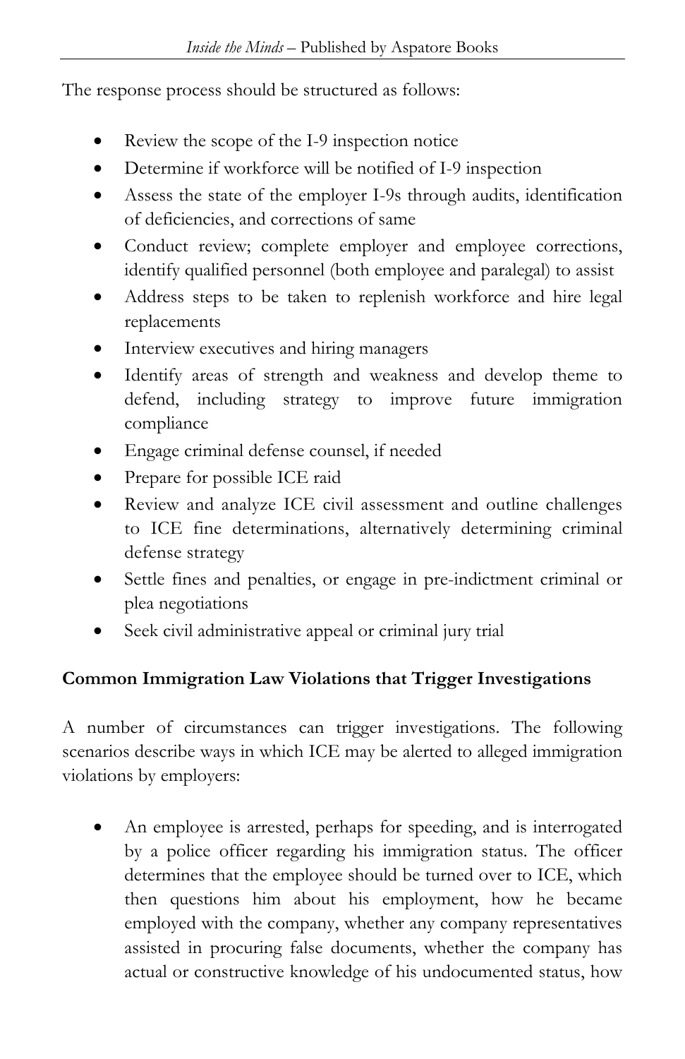The response process should be structured as follows:

- Review the scope of the I-9 inspection notice
- Determine if workforce will be notified of I-9 inspection
- Assess the state of the employer I-9s through audits, identification of deficiencies, and corrections of same
- Conduct review; complete employer and employee corrections, identify qualified personnel (both employee and paralegal) to assist
- Address steps to be taken to replenish workforce and hire legal replacements
- Interview executives and hiring managers
- Identify areas of strength and weakness and develop theme to defend, including strategy to improve future immigration compliance
- Engage criminal defense counsel, if needed
- Prepare for possible ICE raid
- Review and analyze ICE civil assessment and outline challenges to ICE fine determinations, alternatively determining criminal defense strategy
- Settle fines and penalties, or engage in pre-indictment criminal or plea negotiations
- Seek civil administrative appeal or criminal jury trial

**Common Immigration Law Violations that Trigger Investigations**

A number of circumstances can trigger investigations. The following scenarios describe ways in which ICE may be alerted to alleged immigration violations by employers:

- An employee is arrested, perhaps for speeding, and is interrogated by a police officer regarding his immigration status. The officer determines that the employee should be turned over to ICE, which then questions him about his employment, how he became employed with the company, whether any company representatives assisted in procuring false documents, whether the company has actual or constructive knowledge of his undocumented status, how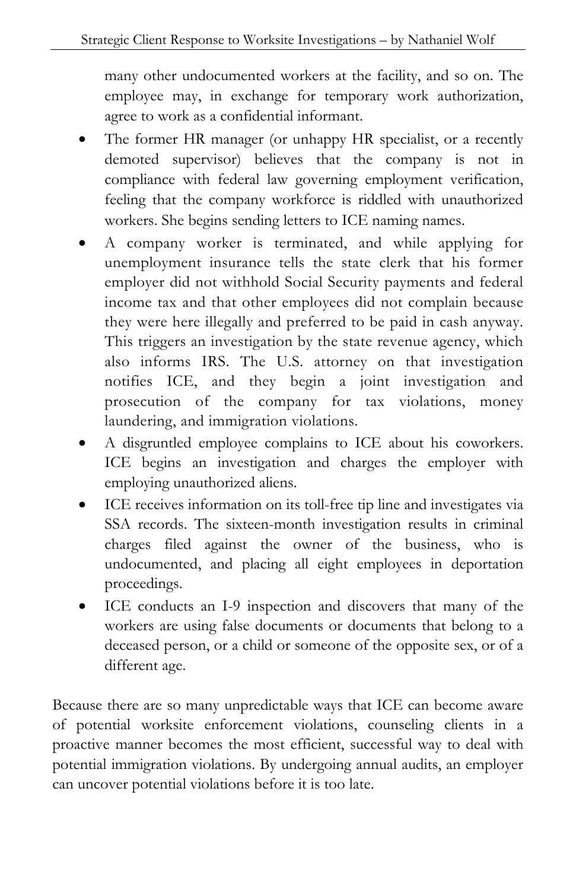many other undocumented workers at the facility, and so on. The employee may, in exchange for temporary work authorization, agree to work as a confidential informant.

- The former HR manager (or unhappy HR specialist, or a recently demoted supervisor) believes that the company is not in compliance with federal law governing employment verification, feeling that the company workforce is riddled with unauthorized workers. She begins sending letters to ICE naming names.
- A company worker is terminated, and while applying for unemployment insurance tells the state clerk that his former employer did not withhold Social Security payments and federal income tax and that other employees did not complain because they were here illegally and preferred to be paid in cash anyway. This triggers an investigation by the state revenue agency, which also informs IRS. The U.S. attorney on that investigation notifies ICE, and they begin a joint investigation and prosecution of the company for tax violations, money laundering, and immigration violations.
- A disgruntled employee complains to ICE about his coworkers. ICE begins an investigation and charges the employer with employing unauthorized aliens.
- ICE receives information on its toll-free tip line and investigates via SSA records. The sixteen-month investigation results in criminal charges filed against the owner of the business, who is undocumented, and placing all eight employees in deportation proceedings.
- ICE conducts an I-9 inspection and discovers that many of the workers are using false documents or documents that belong to a deceased person, or a child or someone of the opposite sex, or of a different age.

Because there are so many unpredictable ways that ICE can become aware of potential worksite enforcement violations, counseling clients in a proactive manner becomes the most efficient, successful way to deal with potential immigration violations. By undergoing annual audits, an employer can uncover potential violations before it is too late.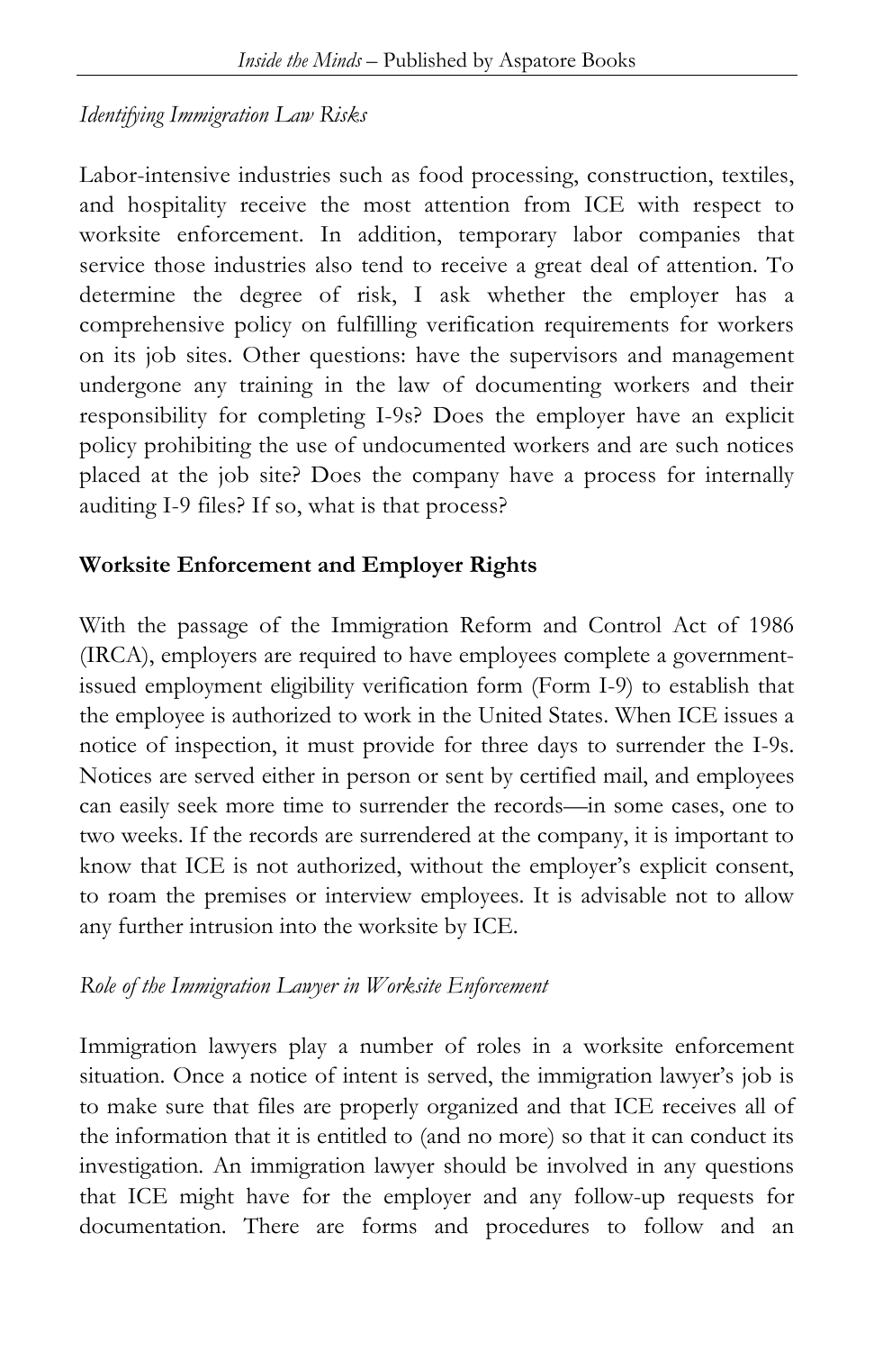*Identifying Immigration Law Risks*

Labor-intensive industries such as food processing, construction, textiles, and hospitality receive the most attention from ICE with respect to worksite enforcement. In addition, temporary labor companies that service those industries also tend to receive a great deal of attention. To determine the degree of risk, I ask whether the employer has a comprehensive policy on fulfilling verification requirements for workers on its job sites. Other questions: have the supervisors and management undergone any training in the law of documenting workers and their responsibility for completing I-9s? Does the employer have an explicit policy prohibiting the use of undocumented workers and are such notices placed at the job site? Does the company have a process for internally auditing I-9 files? If so, what is that process?

**Worksite Enforcement and Employer Rights**

With the passage of the Immigration Reform and Control Act of 1986 (IRCA), employers are required to have employees complete a government-issued employment eligibility verification form (Form I-9) to establish that the employee is authorized to work in the United States. When ICE issues a notice of inspection, it must provide for three days to surrender the I-9s. Notices are served either in person or sent by certified mail, and employees can easily seek more time to surrender the records—in some cases, one to two weeks. If the records are surrendered at the company, it is important to know that ICE is not authorized, without the employer's explicit consent, to roam the premises or interview employees. It is advisable not to allow any further intrusion into the worksite by ICE.

*Role of the Immigration Lawyer in Worksite Enforcement*

Immigration lawyers play a number of roles in a worksite enforcement situation. Once a notice of intent is served, the immigration lawyer's job is to make sure that files are properly organized and that ICE receives all of the information that it is entitled to (and no more) so that it can conduct its investigation. An immigration lawyer should be involved in any questions that ICE might have for the employer and any follow-up requests for documentation. There are forms and procedures to follow and an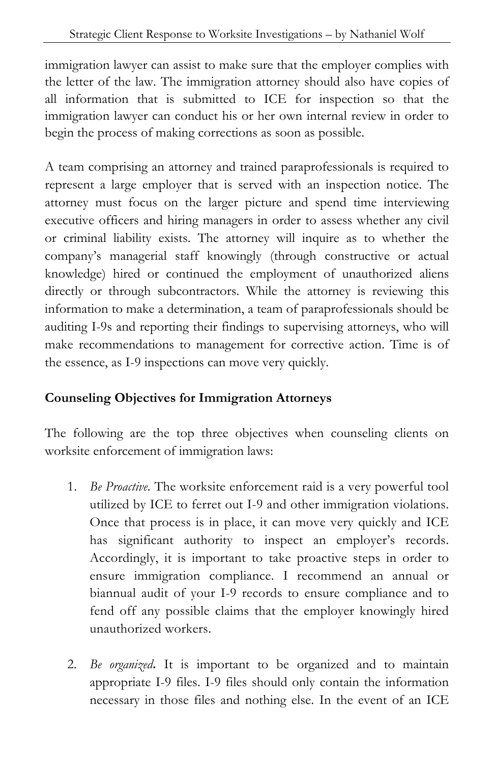immigration lawyer can assist to make sure that the employer complies with the letter of the law. The immigration attorney should also have copies of all information that is submitted to ICE for inspection so that the immigration lawyer can conduct his or her own internal review in order to begin the process of making corrections as soon as possible.

A team comprising an attorney and trained paraprofessionals is required to represent a large employer that is served with an inspection notice. The attorney must focus on the larger picture and spend time interviewing executive officers and hiring managers in order to assess whether any civil or criminal liability exists. The attorney will inquire as to whether the company's managerial staff knowingly (through constructive or actual knowledge) hired or continued the employment of unauthorized aliens directly or through subcontractors. While the attorney is reviewing this information to make a determination, a team of paraprofessionals should be auditing I-9s and reporting their findings to supervising attorneys, who will make recommendations to management for corrective action. Time is of the essence, as I-9 inspections can move very quickly.

**Counseling Objectives for Immigration Attorneys**

The following are the top three objectives when counseling clients on worksite enforcement of immigration laws:

1. *Be Proactive*. The worksite enforcement raid is a very powerful tool utilized by ICE to ferret out I-9 and other immigration violations. Once that process is in place, it can move very quickly and ICE has significant authority to inspect an employer's records. Accordingly, it is important to take proactive steps in order to ensure immigration compliance. I recommend an annual or biannual audit of your I-9 records to ensure compliance and to fend off any possible claims that the employer knowingly hired unauthorized workers.

2. ***Be organized***. It is important to be organized and to maintain appropriate I-9 files. I-9 files should only contain the information necessary in those files and nothing else. In the event of an ICE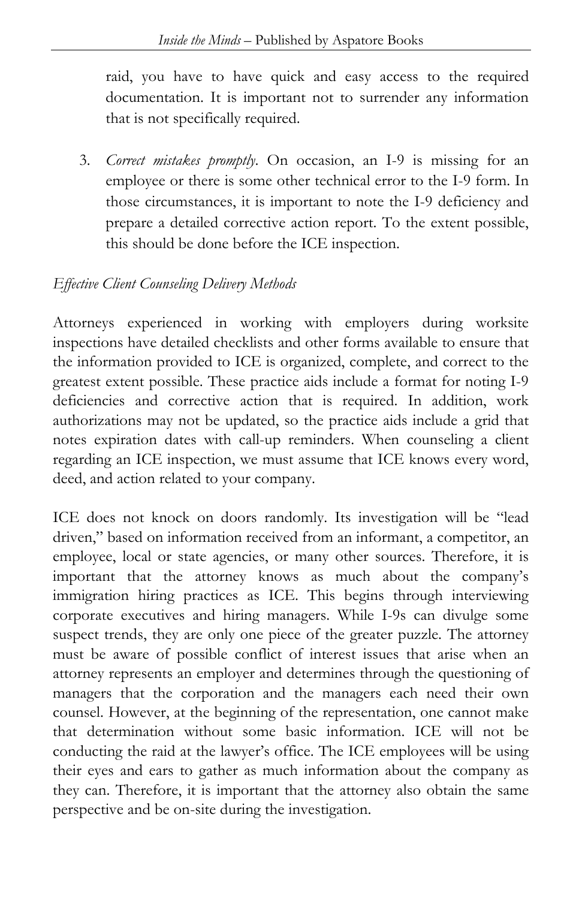raid, you have to have quick and easy access to the required documentation. It is important not to surrender any information that is not specifically required.

3. *Correct mistakes promptly*. On occasion, an I-9 is missing for an employee or there is some other technical error to the I-9 form. In those circumstances, it is important to note the I-9 deficiency and prepare a detailed corrective action report. To the extent possible, this should be done before the ICE inspection.

*Effective Client Counseling Delivery Methods*

Attorneys experienced in working with employers during worksite inspections have detailed checklists and other forms available to ensure that the information provided to ICE is organized, complete, and correct to the greatest extent possible. These practice aids include a format for noting I-9 deficiencies and corrective action that is required. In addition, work authorizations may not be updated, so the practice aids include a grid that notes expiration dates with call-up reminders. When counseling a client regarding an ICE inspection, we must assume that ICE knows every word, deed, and action related to your company.

ICE does not knock on doors randomly. Its investigation will be "lead driven," based on information received from an informant, a competitor, an employee, local or state agencies, or many other sources. Therefore, it is important that the attorney knows as much about the company's immigration hiring practices as ICE. This begins through interviewing corporate executives and hiring managers. While I-9s can divulge some suspect trends, they are only one piece of the greater puzzle. The attorney must be aware of possible conflict of interest issues that arise when an attorney represents an employer and determines through the questioning of managers that the corporation and the managers each need their own counsel. However, at the beginning of the representation, one cannot make that determination without some basic information. ICE will not be conducting the raid at the lawyer's office. The ICE employees will be using their eyes and ears to gather as much information about the company as they can. Therefore, it is important that the attorney also obtain the same perspective and be on-site during the investigation.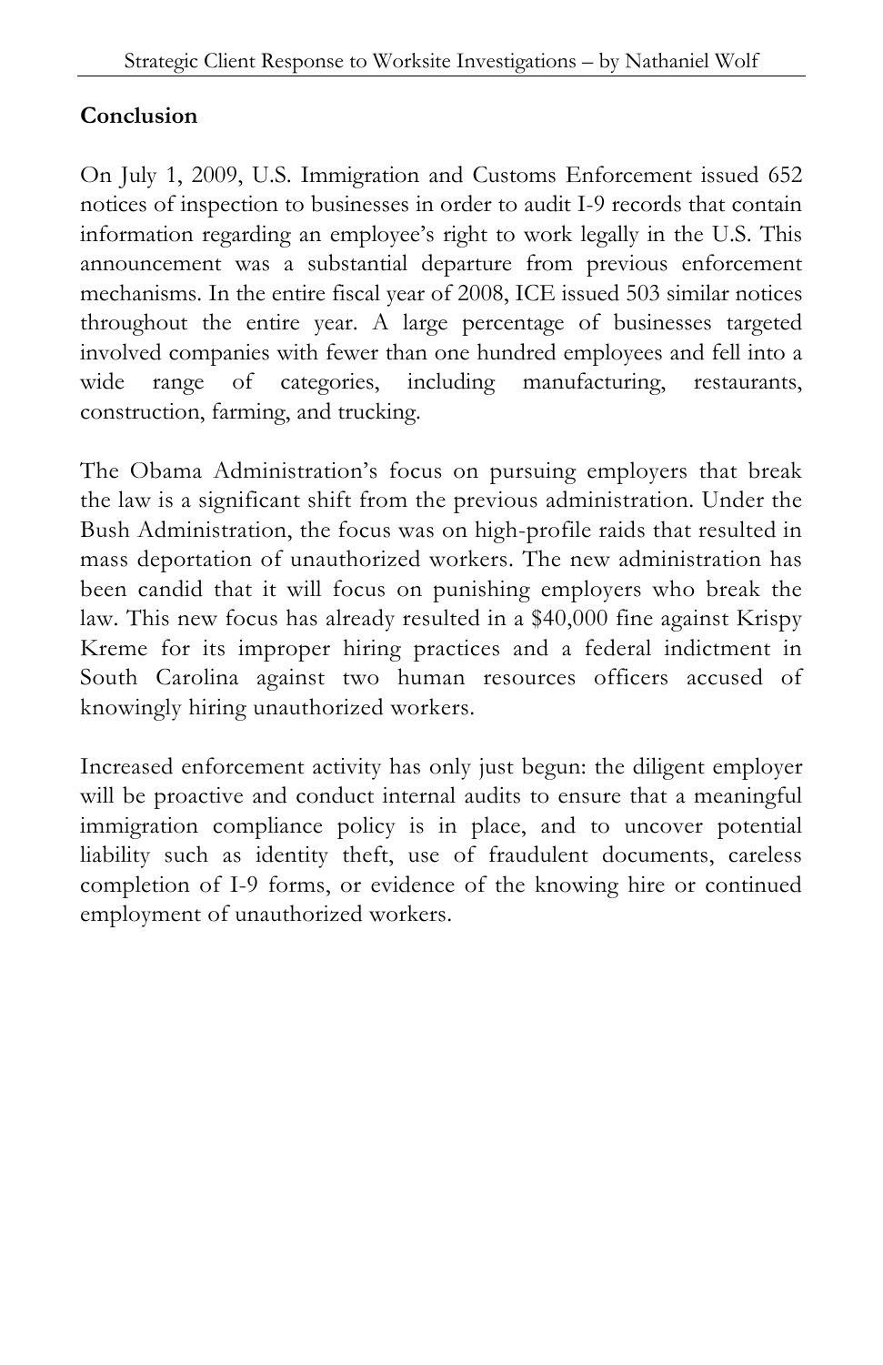**Conclusion**

On July 1, 2009, U.S. Immigration and Customs Enforcement issued 652 notices of inspection to businesses in order to audit I-9 records that contain information regarding an employee's right to work legally in the U.S. This announcement was a substantial departure from previous enforcement mechanisms. In the entire fiscal year of 2008, ICE issued 503 similar notices throughout the entire year. A large percentage of businesses targeted involved companies with fewer than one hundred employees and fell into a wide range of categories, including manufacturing, restaurants, construction, farming, and trucking.

The Obama Administration's focus on pursuing employers that break the law is a significant shift from the previous administration. Under the Bush Administration, the focus was on high-profile raids that resulted in mass deportation of unauthorized workers. The new administration has been candid that it will focus on punishing employers who break the law. This new focus has already resulted in a $40,000 fine against Krispy Kreme for its improper hiring practices and a federal indictment in South Carolina against two human resources officers accused of knowingly hiring unauthorized workers.

Increased enforcement activity has only just begun: the diligent employer will be proactive and conduct internal audits to ensure that a meaningful immigration compliance policy is in place, and to uncover potential liability such as identity theft, use of fraudulent documents, careless completion of I-9 forms, or evidence of the knowing hire or continued employment of unauthorized workers.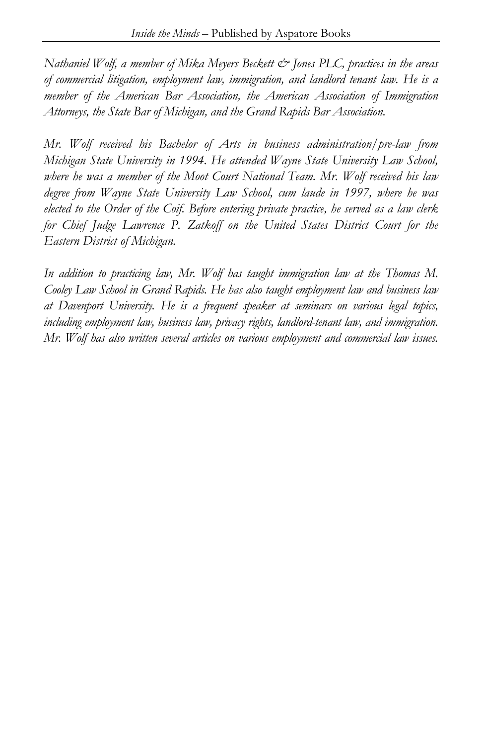*Nathaniel Wolf, a member of Mika Meyers Beckett & Jones PLC, practices in the areas of commercial litigation, employment law, immigration, and landlord tenant law. He is a member of the American Bar Association, the American Association of Immigration Attorneys, the State Bar of Michigan, and the Grand Rapids Bar Association.*

*Mr. Wolf received his Bachelor of Arts in business administration/pre-law from Michigan State University in 1994. He attended Wayne State University Law School, where he was a member of the Moot Court National Team. Mr. Wolf received his law degree from Wayne State University Law School, cum laude in 1997, where he was elected to the Order of the Coif. Before entering private practice, he served as a law clerk for Chief Judge Lawrence P. Zatkoff on the United States District Court for the Eastern District of Michigan.*

*In addition to practicing law, Mr. Wolf has taught immigration law at the Thomas M. Cooley Law School in Grand Rapids. He has also taught employment law and business law at Davenport University. He is a frequent speaker at seminars on various legal topics, including employment law, business law, privacy rights, landlord-tenant law, and immigration. Mr. Wolf has also written several articles on various employment and commercial law issues.*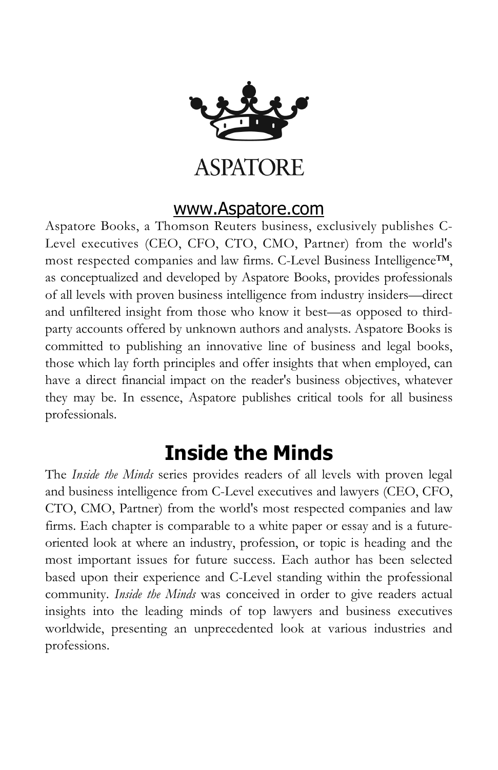ASPATORE

www.Aspatore.com

Aspatore Books, a Thomson Reuters business, exclusively publishes C-Level executives (CEO, CFO, CTO, CMO, Partner) from the world's most respected companies and law firms. C-Level Business Intelligence™, as conceptualized and developed by Aspatore Books, provides professionals of all levels with proven business intelligence from industry insiders—direct and unfiltered insight from those who know it best—as opposed to third-party accounts offered by unknown authors and analysts. Aspatore Books is committed to publishing an innovative line of business and legal books, those which lay forth principles and offer insights that when employed, can have a direct financial impact on the reader's business objectives, whatever they may be. In essence, Aspatore publishes critical tools for all business professionals.

## Inside the Minds

The *Inside the Minds* series provides readers of all levels with proven legal and business intelligence from C-Level executives and lawyers (CEO, CFO, CTO, CMO, Partner) from the world's most respected companies and law firms. Each chapter is comparable to a white paper or essay and is a future-oriented look at where an industry, profession, or topic is heading and the most important issues for future success. Each author has been selected based upon their experience and C-Level standing within the professional community. *Inside the Minds* was conceived in order to give readers actual insights into the leading minds of top lawyers and business executives worldwide, presenting an unprecedented look at various industries and professions.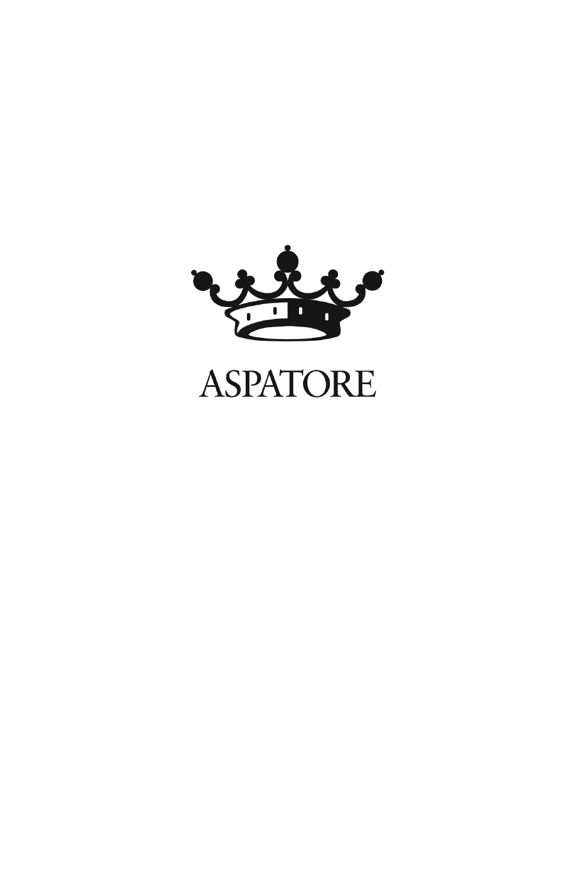ASPATORE